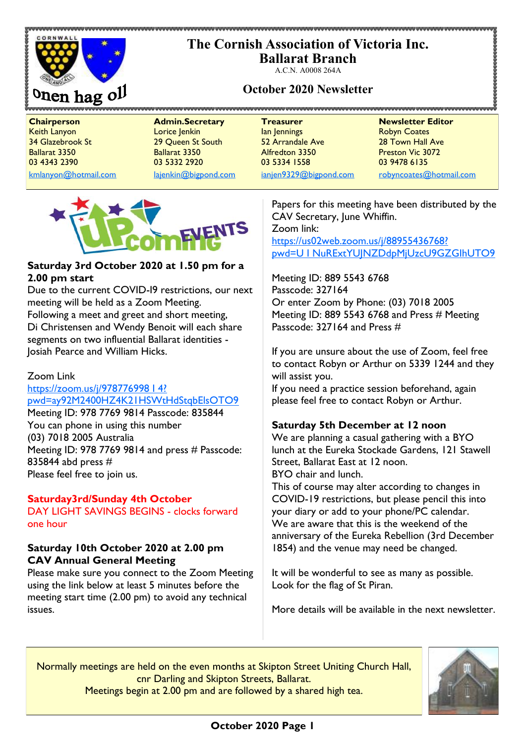# The Cornish Association of Victoria Inc.

## Ballarat Branch

A.C.N. A0008 264A

Onen hag oll

## October 2020 Newsletter

| Chairperson | Admin.Secretary | Treasurer | Newsletter Editor |
|---|---|---|---|
| Keith Lanyon | Lorice Jenkin | Ian Jennings | Robyn Coates |
| 34 Glazebrook St | 29 Queen St South | 52 Arrandale Ave | 28 Town Hall Ave |
| Ballarat 3350 | Ballarat 3350 | Alfredton 3350 | Preston Vic 3072 |
| 03 4343 2390 | 03 5332 2920 | 03 5334 1558 | 03 9478 6135 |
| kmlanyon@hotmail.com | lajenkin@bigpond.com | ianjen9329@bigpond.com | robyncoates@hotmail.com |

UPCOMING EVENTS

**Saturday 3rd October 2020 at 1.50 pm for a 2.00 pm start**

Due to the current COVID-19 restrictions, our next meeting will be held as a Zoom Meeting. Following a meet and greet and short meeting, Di Christensen and Wendy Benoit will each share segments on two influential Ballarat identities - Josiah Pearce and William Hicks.

Zoom Link
https://zoom.us/j/978776998 1 4?pwd=ay92M2400HZ4K21HSWtHdStqbElsOTO9
Meeting ID: 978 7769 9814 Passcode: 835844
You can phone in using this number
(03) 7018 2005 Australia
Meeting ID: 978 7769 9814 and press # Passcode: 835844 abd press #
Please feel free to join us.

**Saturday3rd/Sunday 4th October**
DAY LIGHT SAVINGS BEGINS - clocks forward one hour

**Saturday 10th October 2020 at 2.00 pm**
**CAV Annual General Meeting**

Please make sure you connect to the Zoom Meeting using the link below at least 5 minutes before the meeting start time (2.00 pm) to avoid any technical issues.

Papers for this meeting have been distributed by the CAV Secretary, June Whiffin.
Zoom link:
https://us02web.zoom.us/j/88955436768?pwd=U1NuRExtYUJNZDdpMjUzcU9GZGlhUTO9

Meeting ID: 889 5543 6768
Passcode: 327164
Or enter Zoom by Phone: (03) 7018 2005
Meeting ID: 889 5543 6768 and Press # Meeting Passcode: 327164 and Press #

If you are unsure about the use of Zoom, feel free to contact Robyn or Arthur on 5339 1244 and they will assist you.
If you need a practice session beforehand, again please feel free to contact Robyn or Arthur.

**Saturday 5th December at 12 noon**

We are planning a casual gathering with a BYO lunch at the Eureka Stockade Gardens, 121 Stawell Street, Ballarat East at 12 noon.
BYO chair and lunch.
This of course may alter according to changes in COVID-19 restrictions, but please pencil this into your diary or add to your phone/PC calendar.
We are aware that this is the weekend of the anniversary of the Eureka Rebellion (3rd December 1854) and the venue may need be changed.

It will be wonderful to see as many as possible.
Look for the flag of St Piran.

More details will be available in the next newsletter.

Normally meetings are held on the even months at Skipton Street Uniting Church Hall, cnr Darling and Skipton Streets, Ballarat.
Meetings begin at 2.00 pm and are followed by a shared high tea.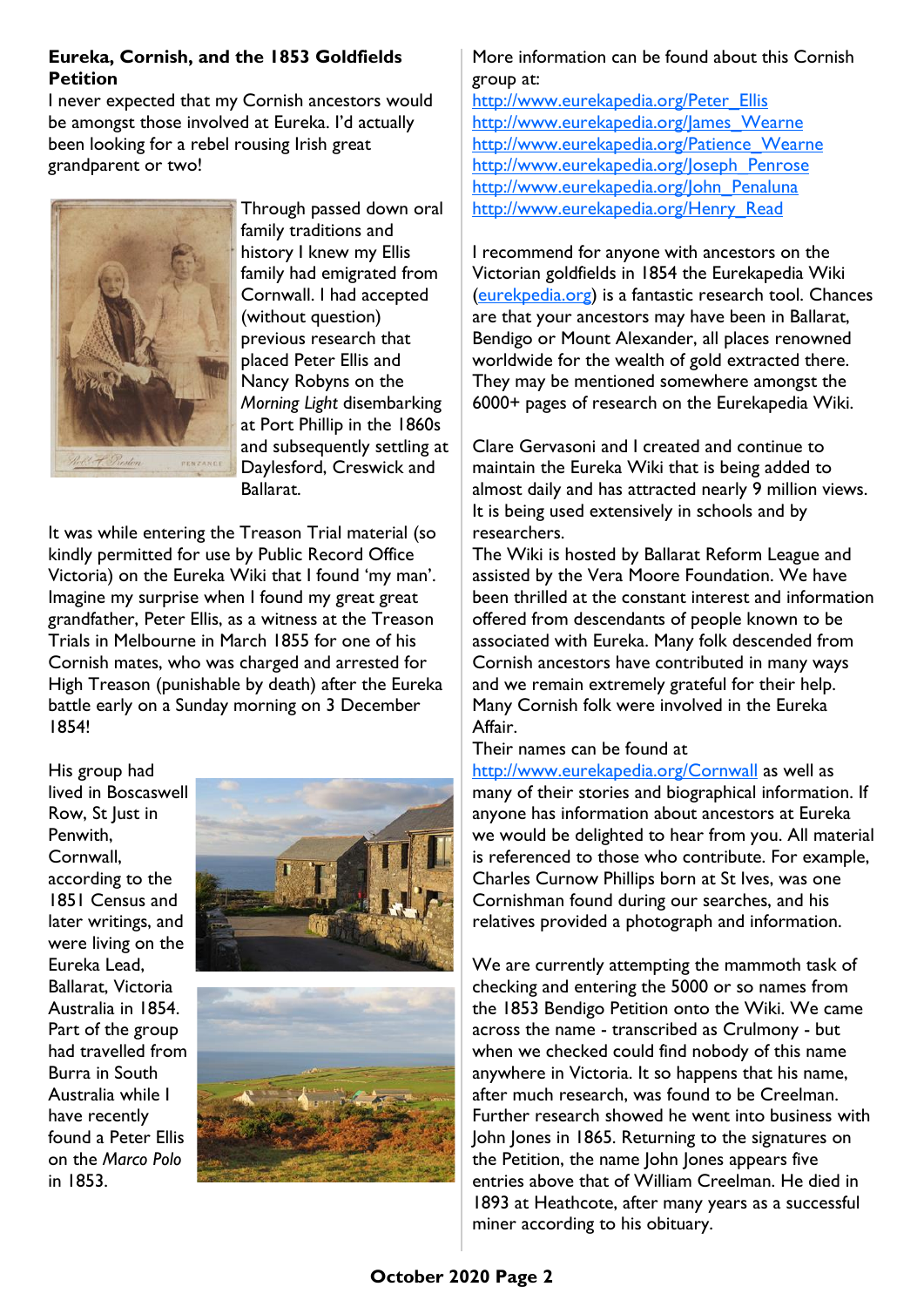**Eureka, Cornish, and the 1853 Goldfields Petition**

I never expected that my Cornish ancestors would be amongst those involved at Eureka. I'd actually been looking for a rebel rousing Irish great grandparent or two!

Through passed down oral family traditions and history I knew my Ellis family had emigrated from Cornwall. I had accepted (without question) previous research that placed Peter Ellis and Nancy Robyns on the *Morning Light* disembarking at Port Phillip in the 1860s and subsequently settling at Daylesford, Creswick and Ballarat.

It was while entering the Treason Trial material (so kindly permitted for use by Public Record Office Victoria) on the Eureka Wiki that I found 'my man'. Imagine my surprise when I found my great great grandfather, Peter Ellis, as a witness at the Treason Trials in Melbourne in March 1855 for one of his Cornish mates, who was charged and arrested for High Treason (punishable by death) after the Eureka battle early on a Sunday morning on 3 December 1854!

His group had lived in Boscaswell Row, St Just in Penwith, Cornwall, according to the 1851 Census and later writings, and were living on the Eureka Lead, Ballarat, Victoria Australia in 1854. Part of the group had travelled from Burra in South Australia while I have recently found a Peter Ellis on the *Marco Polo* in 1853.

More information can be found about this Cornish group at:
http://www.eurekapedia.org/Peter_Ellis
http://www.eurekapedia.org/James_Wearne
http://www.eurekapedia.org/Patience_Wearne
http://www.eurekapedia.org/Joseph_Penrose
http://www.eurekapedia.org/John_Penaluna
http://www.eurekapedia.org/Henry_Read

I recommend for anyone with ancestors on the Victorian goldfields in 1854 the Eurekapedia Wiki (eurekpedia.org) is a fantastic research tool. Chances are that your ancestors may have been in Ballarat, Bendigo or Mount Alexander, all places renowned worldwide for the wealth of gold extracted there. They may be mentioned somewhere amongst the 6000+ pages of research on the Eurekapedia Wiki.

Clare Gervasoni and I created and continue to maintain the Eureka Wiki that is being added to almost daily and has attracted nearly 9 million views. It is being used extensively in schools and by researchers.

The Wiki is hosted by Ballarat Reform League and assisted by the Vera Moore Foundation. We have been thrilled at the constant interest and information offered from descendants of people known to be associated with Eureka. Many folk descended from Cornish ancestors have contributed in many ways and we remain extremely grateful for their help. Many Cornish folk were involved in the Eureka Affair.

Their names can be found at http://www.eurekapedia.org/Cornwall as well as many of their stories and biographical information. If anyone has information about ancestors at Eureka we would be delighted to hear from you. All material is referenced to those who contribute. For example, Charles Curnow Phillips born at St Ives, was one Cornishman found during our searches, and his relatives provided a photograph and information.

We are currently attempting the mammoth task of checking and entering the 5000 or so names from the 1853 Bendigo Petition onto the Wiki. We came across the name - transcribed as Crulmony - but when we checked could find nobody of this name anywhere in Victoria. It so happens that his name, after much research, was found to be Creelman. Further research showed he went into business with John Jones in 1865. Returning to the signatures on the Petition, the name John Jones appears five entries above that of William Creelman. He died in 1893 at Heathcote, after many years as a successful miner according to his obituary.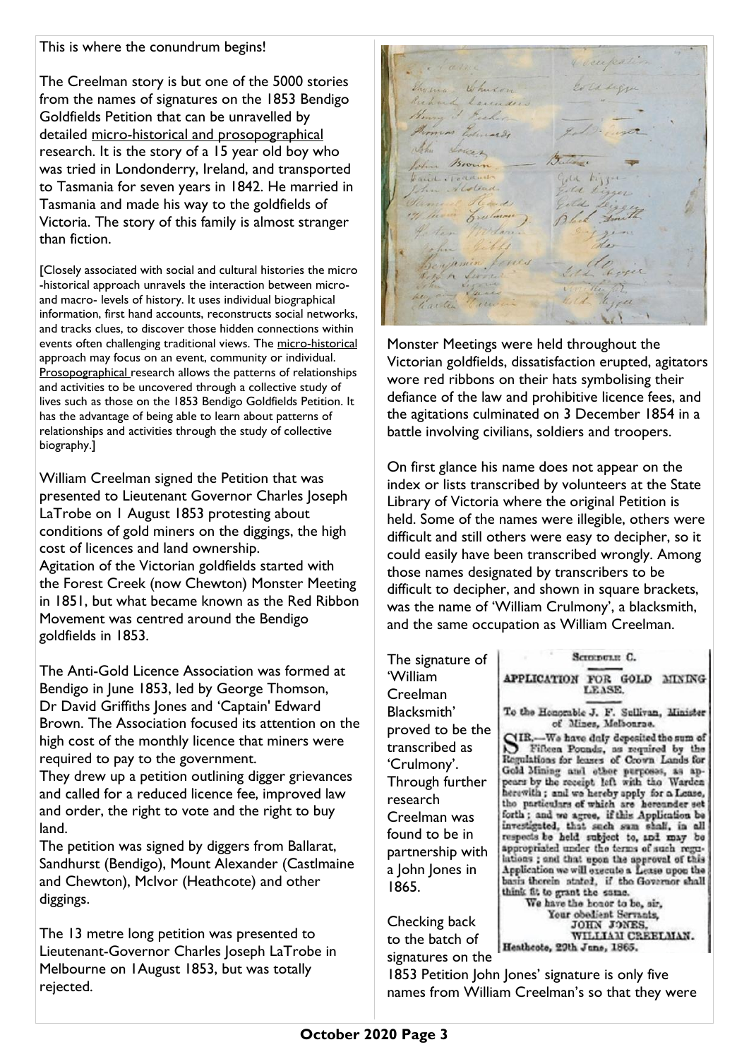This is where the conundrum begins!

The Creelman story is but one of the 5000 stories from the names of signatures on the 1853 Bendigo Goldfields Petition that can be unravelled by detailed micro-historical and prosopographical research. It is the story of a 15 year old boy who was tried in Londonderry, Ireland, and transported to Tasmania for seven years in 1842. He married in Tasmania and made his way to the goldfields of Victoria. The story of this family is almost stranger than fiction.

[Closely associated with social and cultural histories the micro-historical approach unravels the interaction between micro- and macro- levels of history. It uses individual biographical information, first hand accounts, reconstructs social networks, and tracks clues, to discover those hidden connections within events often challenging traditional views. The micro-historical approach may focus on an event, community or individual. Prosopographical research allows the patterns of relationships and activities to be uncovered through a collective study of lives such as those on the 1853 Bendigo Goldfields Petition. It has the advantage of being able to learn about patterns of relationships and activities through the study of collective biography.]

William Creelman signed the Petition that was presented to Lieutenant Governor Charles Joseph LaTrobe on 1 August 1853 protesting about conditions of gold miners on the diggings, the high cost of licences and land ownership.
Agitation of the Victorian goldfields started with the Forest Creek (now Chewton) Monster Meeting in 1851, but what became known as the Red Ribbon Movement was centred around the Bendigo goldfields in 1853.

The Anti-Gold Licence Association was formed at Bendigo in June 1853, led by George Thomson, Dr David Griffiths Jones and 'Captain' Edward Brown. The Association focused its attention on the high cost of the monthly licence that miners were required to pay to the government.
They drew up a petition outlining digger grievances and called for a reduced licence fee, improved law and order, the right to vote and the right to buy land.
The petition was signed by diggers from Ballarat, Sandhurst (Bendigo), Mount Alexander (Castlmaine and Chewton), McIvor (Heathcote) and other diggings.

The 13 metre long petition was presented to Lieutenant-Governor Charles Joseph LaTrobe in Melbourne on 1August 1853, but was totally rejected.

Monster Meetings were held throughout the Victorian goldfields, dissatisfaction erupted, agitators wore red ribbons on their hats symbolising their defiance of the law and prohibitive licence fees, and the agitations culminated on 3 December 1854 in a battle involving civilians, soldiers and troopers.

On first glance his name does not appear on the index or lists transcribed by volunteers at the State Library of Victoria where the original Petition is held. Some of the names were illegible, others were difficult and still others were easy to decipher, so it could easily have been transcribed wrongly. Among those names designated by transcribers to be difficult to decipher, and shown in square brackets, was the name of 'William Crulmony', a blacksmith, and the same occupation as William Creelman.

The signature of 'William Creelman Blacksmith' proved to be the transcribed as 'Crulmony'. Through further research Creelman was found to be in partnership with a John Jones in 1865.

SCHEDULE C.

APPLICATION FOR GOLD MINING LEASE.

To the Honorable J. F. Sullivan, Minister of Mines, Melbourne.

SIR,—We have duly deposited the sum of Fifteen Pounds, as required by the Regulations for leases of Crown Lands for Gold Mining and other purposes, as appears by the receipt left with the Warden herewith; and we hereby apply for a Lease, the particulars of which are hereunder set forth; and we agree, if this Application be investigated, that such sum shall, in all respects be held subject to, and may be appropriated under the terms of such regulations; and that upon the approval of this Application we will execute a Lease upon the basis therein stated, if the Governor shall think fit to grant the same.

We have the honor to be, sir,
Your obedient Servants,
JOHN JONES,
WILLIAM CREELMAN.

Heathcote, 29th June, 1865.

Checking back to the batch of signatures on the 1853 Petition John Jones' signature is only five names from William Creelman's so that they were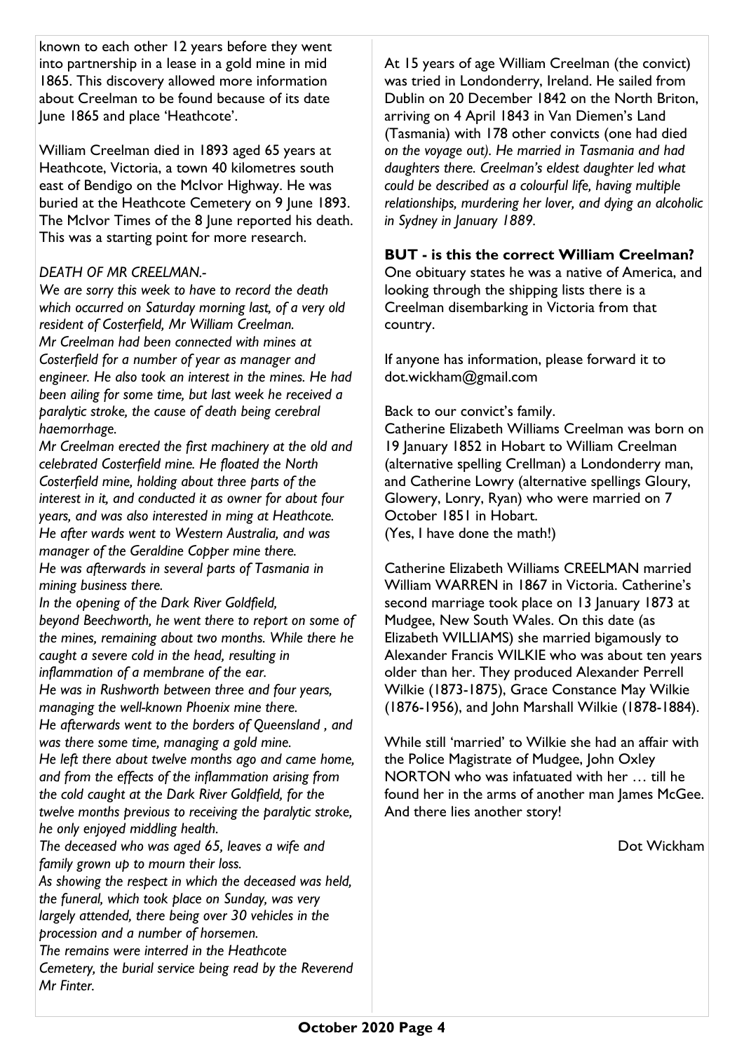known to each other 12 years before they went into partnership in a lease in a gold mine in mid 1865. This discovery allowed more information about Creelman to be found because of its date June 1865 and place 'Heathcote'.

William Creelman died in 1893 aged 65 years at Heathcote, Victoria, a town 40 kilometres south east of Bendigo on the McIvor Highway. He was buried at the Heathcote Cemetery on 9 June 1893. The McIvor Times of the 8 June reported his death. This was a starting point for more research.

*DEATH OF MR CREELMAN.-*

*We are sorry this week to have to record the death which occurred on Saturday morning last, of a very old resident of Costerfield, Mr William Creelman.*

*Mr Creelman had been connected with mines at Costerfield for a number of year as manager and engineer. He also took an interest in the mines. He had been ailing for some time, but last week he received a paralytic stroke, the cause of death being cerebral haemorrhage.*

*Mr Creelman erected the first machinery at the old and celebrated Costerfield mine. He floated the North Costerfield mine, holding about three parts of the interest in it, and conducted it as owner for about four years, and was also interested in ming at Heathcote.*

*He after wards went to Western Australia, and was manager of the Geraldine Copper mine there.*

*He was afterwards in several parts of Tasmania in mining business there.*

*In the opening of the Dark River Goldfield, beyond Beechworth, he went there to report on some of the mines, remaining about two months. While there he caught a severe cold in the head, resulting in inflammation of a membrane of the ear.*

*He was in Rushworth between three and four years, managing the well-known Phoenix mine there.*

*He afterwards went to the borders of Queensland , and was there some time, managing a gold mine.*

*He left there about twelve months ago and came home, and from the effects of the inflammation arising from the cold caught at the Dark River Goldfield, for the twelve months previous to receiving the paralytic stroke, he only enjoyed middling health.*

*The deceased who was aged 65, leaves a wife and family grown up to mourn their loss.*

*As showing the respect in which the deceased was held, the funeral, which took place on Sunday, was very largely attended, there being over 30 vehicles in the procession and a number of horsemen.*

*The remains were interred in the Heathcote Cemetery, the burial service being read by the Reverend Mr Finter.*

At 15 years of age William Creelman (the convict) was tried in Londonderry, Ireland. He sailed from Dublin on 20 December 1842 on the North Briton, arriving on 4 April 1843 in Van Diemen's Land (Tasmania) with 178 other convicts (one had died *on the voyage out). He married in Tasmania and had daughters there. Creelman's eldest daughter led what could be described as a colourful life, having multiple relationships, murdering her lover, and dying an alcoholic in Sydney in January 1889.*

**BUT - is this the correct William Creelman?**

One obituary states he was a native of America, and looking through the shipping lists there is a Creelman disembarking in Victoria from that country.

If anyone has information, please forward it to dot.wickham@gmail.com

Back to our convict's family.

Catherine Elizabeth Williams Creelman was born on 19 January 1852 in Hobart to William Creelman (alternative spelling Crellman) a Londonderry man, and Catherine Lowry (alternative spellings Gloury, Glowery, Lonry, Ryan) who were married on 7 October 1851 in Hobart.

(Yes, I have done the math!)

Catherine Elizabeth Williams CREELMAN married William WARREN in 1867 in Victoria. Catherine's second marriage took place on 13 January 1873 at Mudgee, New South Wales. On this date (as Elizabeth WILLIAMS) she married bigamously to Alexander Francis WILKIE who was about ten years older than her. They produced Alexander Perrell Wilkie (1873-1875), Grace Constance May Wilkie (1876-1956), and John Marshall Wilkie (1878-1884).

While still 'married' to Wilkie she had an affair with the Police Magistrate of Mudgee, John Oxley NORTON who was infatuated with her … till he found her in the arms of another man James McGee. And there lies another story!

Dot Wickham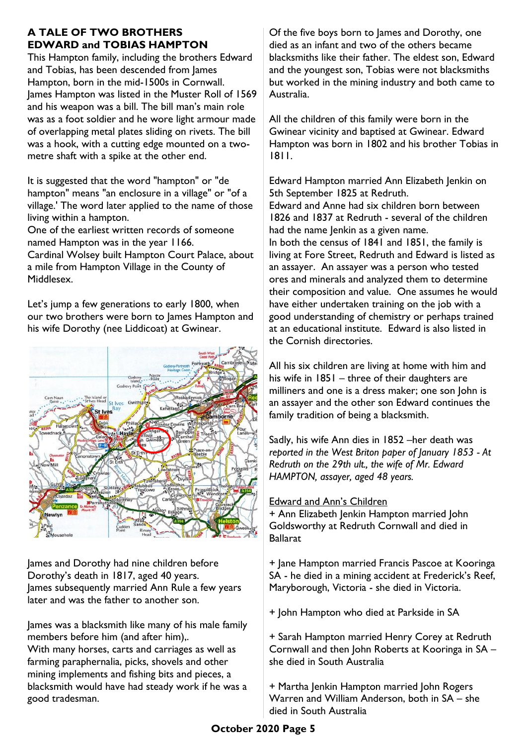## A TALE OF TWO BROTHERS EDWARD and TOBIAS HAMPTON

This Hampton family, including the brothers Edward and Tobias, has been descended from James Hampton, born in the mid-1500s in Cornwall. James Hampton was listed in the Muster Roll of 1569 and his weapon was a bill. The bill man's main role was as a foot soldier and he wore light armour made of overlapping metal plates sliding on rivets. The bill was a hook, with a cutting edge mounted on a two-metre shaft with a spike at the other end.

It is suggested that the word "hampton" or "de hampton" means "an enclosure in a village" or "of a village.' The word later applied to the name of those living within a hampton.
One of the earliest written records of someone named Hampton was in the year 1166.
Cardinal Wolsey built Hampton Court Palace, about a mile from Hampton Village in the County of Middlesex.

Let's jump a few generations to early 1800, when our two brothers were born to James Hampton and his wife Dorothy (nee Liddicoat) at Gwinear.

James and Dorothy had nine children before Dorothy's death in 1817, aged 40 years.
James subsequently married Ann Rule a few years later and was the father to another son.

James was a blacksmith like many of his male family members before him (and after him),.
With many horses, carts and carriages as well as farming paraphernalia, picks, shovels and other mining implements and fishing bits and pieces, a blacksmith would have had steady work if he was a good tradesman.

Of the five boys born to James and Dorothy, one died as an infant and two of the others became blacksmiths like their father. The eldest son, Edward and the youngest son, Tobias were not blacksmiths but worked in the mining industry and both came to Australia.

All the children of this family were born in the Gwinear vicinity and baptised at Gwinear. Edward Hampton was born in 1802 and his brother Tobias in 1811.

Edward Hampton married Ann Elizabeth Jenkin on 5th September 1825 at Redruth.
Edward and Anne had six children born between 1826 and 1837 at Redruth - several of the children had the name Jenkin as a given name.
In both the census of 1841 and 1851, the family is living at Fore Street, Redruth and Edward is listed as an assayer. An assayer was a person who tested ores and minerals and analyzed them to determine their composition and value. One assumes he would have either undertaken training on the job with a good understanding of chemistry or perhaps trained at an educational institute. Edward is also listed in the Cornish directories.

All his six children are living at home with him and his wife in 1851 – three of their daughters are milliners and one is a dress maker; one son John is an assayer and the other son Edward continues the family tradition of being a blacksmith.

Sadly, his wife Ann dies in 1852 –her death was *reported in the West Briton paper of January 1853 - At Redruth on the 29th ult., the wife of Mr. Edward HAMPTON, assayer, aged 48 years.*

<u>Edward and Ann's Children</u>

+ Ann Elizabeth Jenkin Hampton married John Goldsworthy at Redruth Cornwall and died in Ballarat

+ Jane Hampton married Francis Pascoe at Kooringa SA - he died in a mining accident at Frederick's Reef, Maryborough, Victoria - she died in Victoria.

+ John Hampton who died at Parkside in SA

+ Sarah Hampton married Henry Corey at Redruth Cornwall and then John Roberts at Kooringa in SA – she died in South Australia

+ Martha Jenkin Hampton married John Rogers Warren and William Anderson, both in SA – she died in South Australia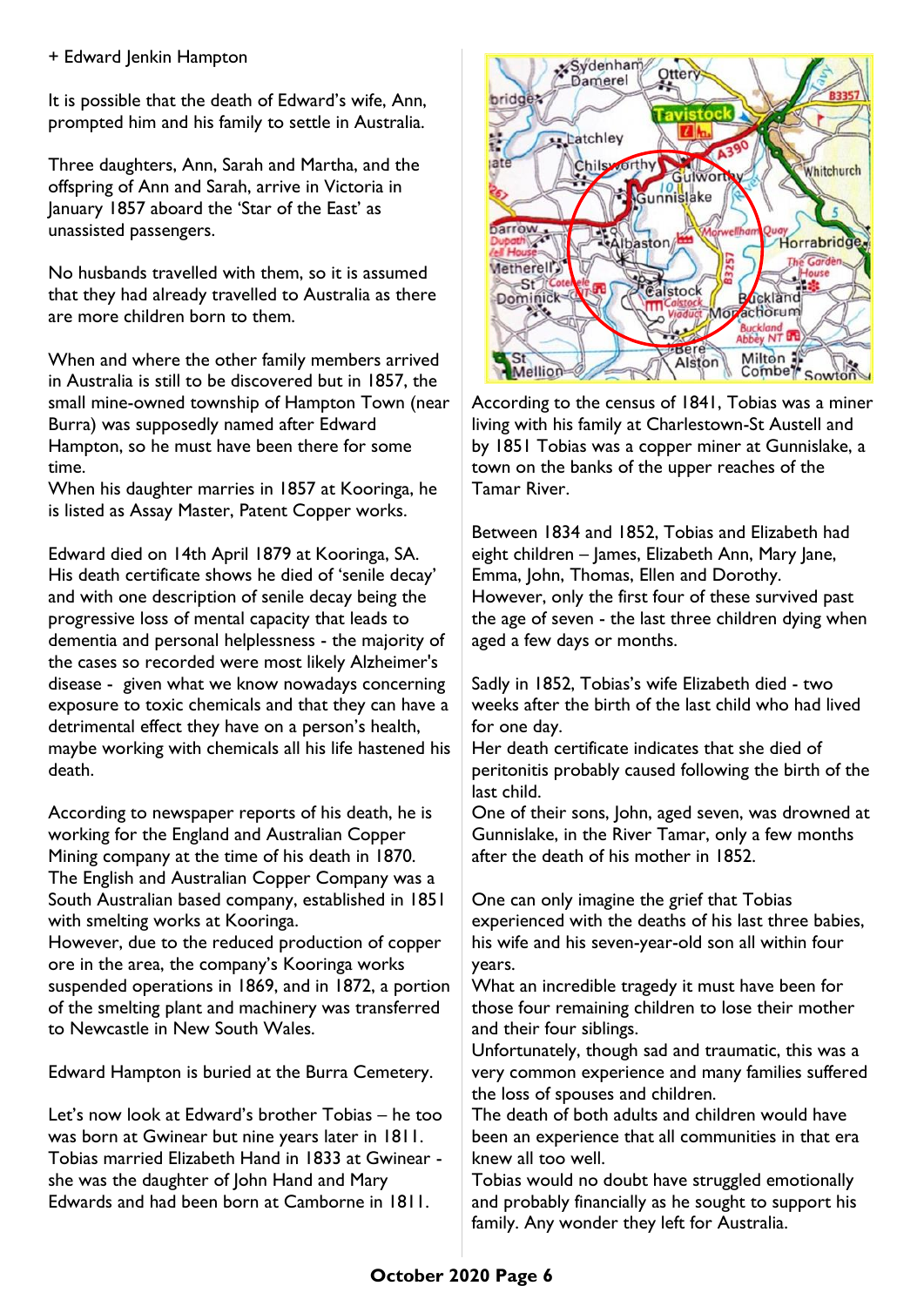+ Edward Jenkin Hampton

It is possible that the death of Edward's wife, Ann, prompted him and his family to settle in Australia.

Three daughters, Ann, Sarah and Martha, and the offspring of Ann and Sarah, arrive in Victoria in January 1857 aboard the 'Star of the East' as unassisted passengers.

No husbands travelled with them, so it is assumed that they had already travelled to Australia as there are more children born to them.

When and where the other family members arrived in Australia is still to be discovered but in 1857, the small mine-owned township of Hampton Town (near Burra) was supposedly named after Edward Hampton, so he must have been there for some time.
When his daughter marries in 1857 at Kooringa, he is listed as Assay Master, Patent Copper works.

Edward died on 14th April 1879 at Kooringa, SA. His death certificate shows he died of 'senile decay' and with one description of senile decay being the progressive loss of mental capacity that leads to dementia and personal helplessness - the majority of the cases so recorded were most likely Alzheimer's disease - given what we know nowadays concerning exposure to toxic chemicals and that they can have a detrimental effect they have on a person's health, maybe working with chemicals all his life hastened his death.

According to newspaper reports of his death, he is working for the England and Australian Copper Mining company at the time of his death in 1870. The English and Australian Copper Company was a South Australian based company, established in 1851 with smelting works at Kooringa.
However, due to the reduced production of copper ore in the area, the company's Kooringa works suspended operations in 1869, and in 1872, a portion of the smelting plant and machinery was transferred to Newcastle in New South Wales.

Edward Hampton is buried at the Burra Cemetery.

Let's now look at Edward's brother Tobias – he too was born at Gwinear but nine years later in 1811. Tobias married Elizabeth Hand in 1833 at Gwinear - she was the daughter of John Hand and Mary Edwards and had been born at Camborne in 1811.

According to the census of 1841, Tobias was a miner living with his family at Charlestown-St Austell and by 1851 Tobias was a copper miner at Gunnislake, a town on the banks of the upper reaches of the Tamar River.

Between 1834 and 1852, Tobias and Elizabeth had eight children – James, Elizabeth Ann, Mary Jane, Emma, John, Thomas, Ellen and Dorothy.
However, only the first four of these survived past the age of seven - the last three children dying when aged a few days or months.

Sadly in 1852, Tobias's wife Elizabeth died - two weeks after the birth of the last child who had lived for one day.
Her death certificate indicates that she died of peritonitis probably caused following the birth of the last child.
One of their sons, John, aged seven, was drowned at Gunnislake, in the River Tamar, only a few months after the death of his mother in 1852.

One can only imagine the grief that Tobias experienced with the deaths of his last three babies, his wife and his seven-year-old son all within four years.
What an incredible tragedy it must have been for those four remaining children to lose their mother and their four siblings.
Unfortunately, though sad and traumatic, this was a very common experience and many families suffered the loss of spouses and children.
The death of both adults and children would have been an experience that all communities in that era knew all too well.
Tobias would no doubt have struggled emotionally and probably financially as he sought to support his family. Any wonder they left for Australia.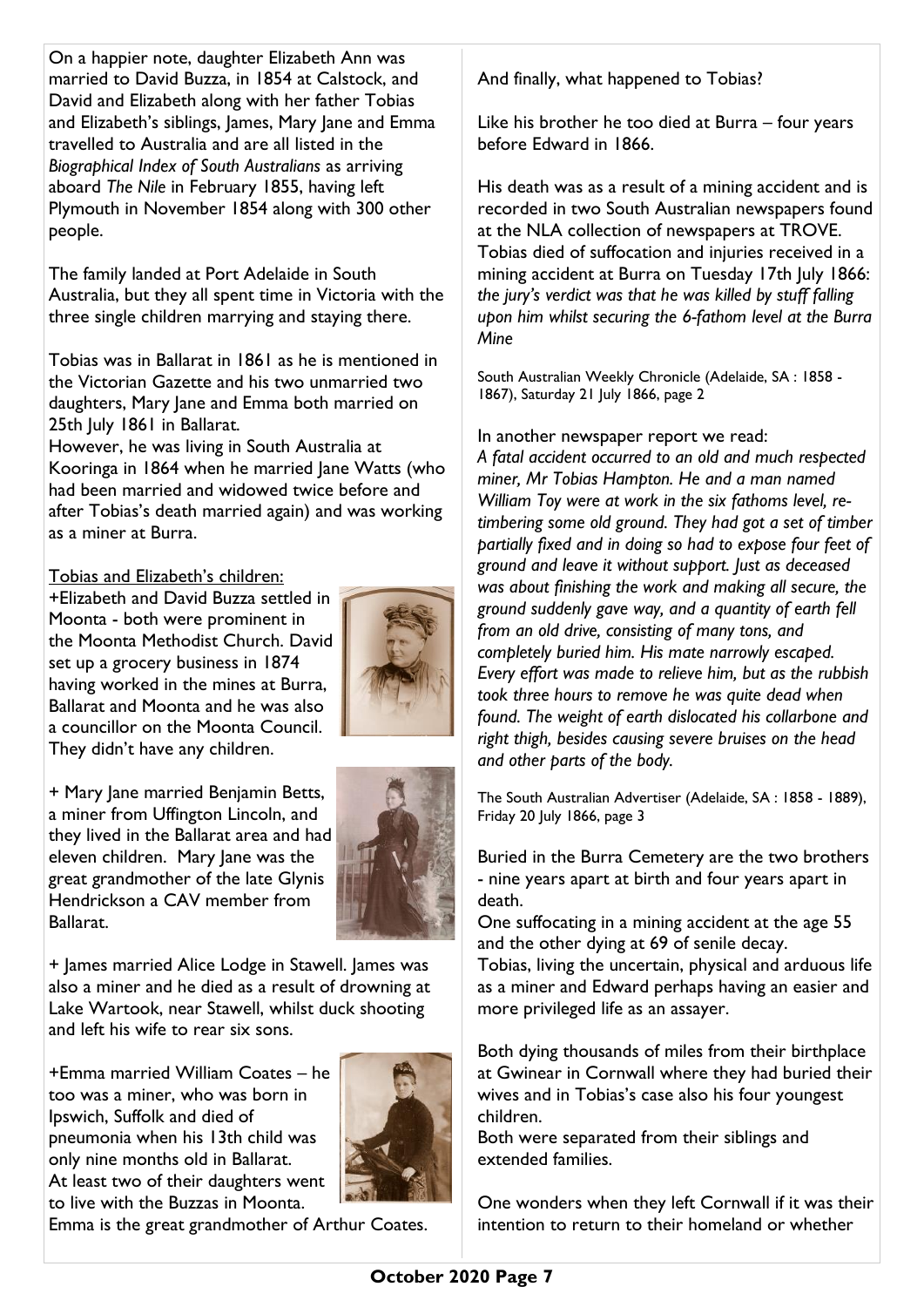On a happier note, daughter Elizabeth Ann was married to David Buzza, in 1854 at Calstock, and David and Elizabeth along with her father Tobias and Elizabeth's siblings, James, Mary Jane and Emma travelled to Australia and are all listed in the *Biographical Index of South Australians* as arriving aboard *The Nile* in February 1855, having left Plymouth in November 1854 along with 300 other people.

The family landed at Port Adelaide in South Australia, but they all spent time in Victoria with the three single children marrying and staying there.

Tobias was in Ballarat in 1861 as he is mentioned in the Victorian Gazette and his two unmarried two daughters, Mary Jane and Emma both married on 25th July 1861 in Ballarat.
However, he was living in South Australia at Kooringa in 1864 when he married Jane Watts (who had been married and widowed twice before and after Tobias's death married again) and was working as a miner at Burra.

Tobias and Elizabeth's children:

+Elizabeth and David Buzza settled in Moonta - both were prominent in the Moonta Methodist Church. David set up a grocery business in 1874 having worked in the mines at Burra, Ballarat and Moonta and he was also a councillor on the Moonta Council. They didn't have any children.

+ Mary Jane married Benjamin Betts, a miner from Uffington Lincoln, and they lived in the Ballarat area and had eleven children. Mary Jane was the great grandmother of the late Glynis Hendrickson a CAV member from Ballarat.

+ James married Alice Lodge in Stawell. James was also a miner and he died as a result of drowning at Lake Wartook, near Stawell, whilst duck shooting and left his wife to rear six sons.

+Emma married William Coates – he too was a miner, who was born in Ipswich, Suffolk and died of pneumonia when his 13th child was only nine months old in Ballarat. At least two of their daughters went to live with the Buzzas in Moonta. Emma is the great grandmother of Arthur Coates.

And finally, what happened to Tobias?

Like his brother he too died at Burra – four years before Edward in 1866.

His death was as a result of a mining accident and is recorded in two South Australian newspapers found at the NLA collection of newspapers at TROVE. Tobias died of suffocation and injuries received in a mining accident at Burra on Tuesday 17th July 1866: *the jury's verdict was that he was killed by stuff falling upon him whilst securing the 6-fathom level at the Burra Mine*

South Australian Weekly Chronicle (Adelaide, SA : 1858 - 1867), Saturday 21 July 1866, page 2

In another newspaper report we read:
*A fatal accident occurred to an old and much respected miner, Mr Tobias Hampton. He and a man named William Toy were at work in the six fathoms level, re-timbering some old ground. They had got a set of timber partially fixed and in doing so had to expose four feet of ground and leave it without support. Just as deceased was about finishing the work and making all secure, the ground suddenly gave way, and a quantity of earth fell from an old drive, consisting of many tons, and completely buried him. His mate narrowly escaped. Every effort was made to relieve him, but as the rubbish took three hours to remove he was quite dead when found. The weight of earth dislocated his collarbone and right thigh, besides causing severe bruises on the head and other parts of the body.*

The South Australian Advertiser (Adelaide, SA : 1858 - 1889), Friday 20 July 1866, page 3

Buried in the Burra Cemetery are the two brothers - nine years apart at birth and four years apart in death.
One suffocating in a mining accident at the age 55 and the other dying at 69 of senile decay.
Tobias, living the uncertain, physical and arduous life as a miner and Edward perhaps having an easier and more privileged life as an assayer.

Both dying thousands of miles from their birthplace at Gwinear in Cornwall where they had buried their wives and in Tobias's case also his four youngest children.
Both were separated from their siblings and extended families.

One wonders when they left Cornwall if it was their intention to return to their homeland or whether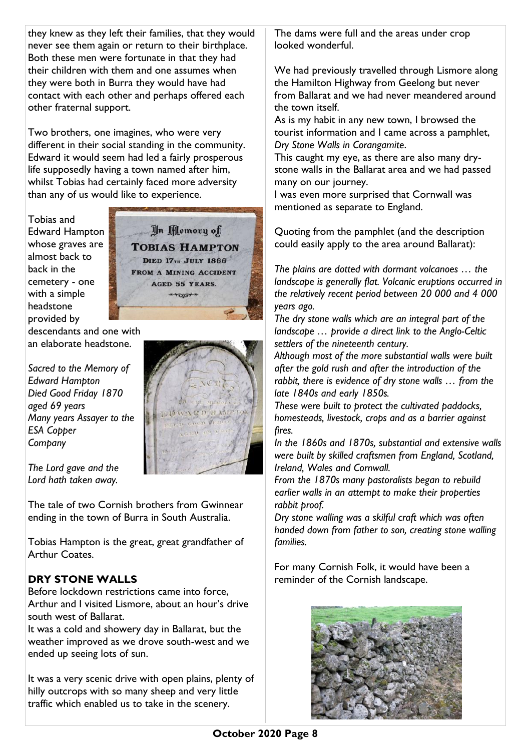they knew as they left their families, that they would never see them again or return to their birthplace. Both these men were fortunate in that they had their children with them and one assumes when they were both in Burra they would have had contact with each other and perhaps offered each other fraternal support.

Two brothers, one imagines, who were very different in their social standing in the community. Edward it would seem had led a fairly prosperous life supposedly having a town named after him, whilst Tobias had certainly faced more adversity than any of us would like to experience.

Tobias and Edward Hampton whose graves are almost back to back in the cemetery - one with a simple headstone provided by descendants and one with an elaborate headstone.

In Memory of
TOBIAS HAMPTON
DIED 17TH JULY 1866
FROM A MINING ACCIDENT
AGED 55 YEARS.

*Sacred to the Memory of*
*Edward Hampton*
*Died Good Friday 1870*
*aged 69 years*
*Many years Assayer to the ESA Copper Company*

*The Lord gave and the Lord hath taken away.*

The tale of two Cornish brothers from Gwinnear ending in the town of Burra in South Australia.

Tobias Hampton is the great, great grandfather of Arthur Coates.

## DRY STONE WALLS

Before lockdown restrictions came into force, Arthur and I visited Lismore, about an hour's drive south west of Ballarat.
It was a cold and showery day in Ballarat, but the weather improved as we drove south-west and we ended up seeing lots of sun.

It was a very scenic drive with open plains, plenty of hilly outcrops with so many sheep and very little traffic which enabled us to take in the scenery.
The dams were full and the areas under crop looked wonderful.

We had previously travelled through Lismore along the Hamilton Highway from Geelong but never from Ballarat and we had never meandered around the town itself.
As is my habit in any new town, I browsed the tourist information and I came across a pamphlet, *Dry Stone Walls in Corangamite*.
This caught my eye, as there are also many dry-stone walls in the Ballarat area and we had passed many on our journey.
I was even more surprised that Cornwall was mentioned as separate to England.

Quoting from the pamphlet (and the description could easily apply to the area around Ballarat):

*The plains are dotted with dormant volcanoes … the landscape is generally flat. Volcanic eruptions occurred in the relatively recent period between 20 000 and 4 000 years ago.*
*The dry stone walls which are an integral part of the landscape … provide a direct link to the Anglo-Celtic settlers of the nineteenth century.*
*Although most of the more substantial walls were built after the gold rush and after the introduction of the rabbit, there is evidence of dry stone walls … from the late 1840s and early 1850s.*
*These were built to protect the cultivated paddocks, homesteads, livestock, crops and as a barrier against fires.*
*In the 1860s and 1870s, substantial and extensive walls were built by skilled craftsmen from England, Scotland, Ireland, Wales and Cornwall.*
*From the 1870s many pastoralists began to rebuild earlier walls in an attempt to make their properties rabbit proof.*
*Dry stone walling was a skilful craft which was often handed down from father to son, creating stone walling families.*

For many Cornish Folk, it would have been a reminder of the Cornish landscape.